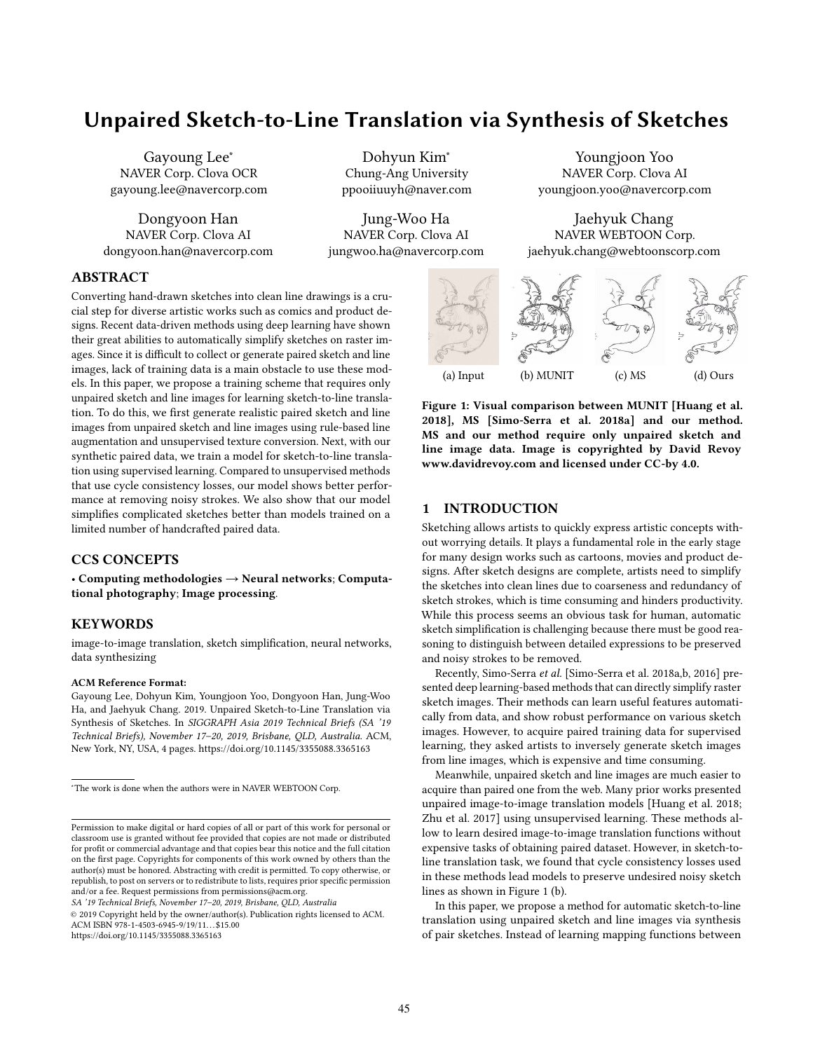# Unpaired Sketch-to-Line Translation via Synthesis of Sketches

Gayoung Lee*
NAVER Corp. Clova OCR
gayoung.lee@navercorp.com

Dohyun Kim*
Chung-Ang University
ppooiiuuyh@naver.com

Youngjoon Yoo
NAVER Corp. Clova AI
youngjoon.yoo@navercorp.com

Dongyoon Han
NAVER Corp. Clova AI
dongyoon.han@navercorp.com

Jung-Woo Ha
NAVER Corp. Clova AI
jungwoo.ha@navercorp.com

Jaehyuk Chang
NAVER WEBTOON Corp.
jaehyuk.chang@webtoonscorp.com

## ABSTRACT

Converting hand-drawn sketches into clean line drawings is a crucial step for diverse artistic works such as comics and product designs. Recent data-driven methods using deep learning have shown their great abilities to automatically simplify sketches on raster images. Since it is difficult to collect or generate paired sketch and line images, lack of training data is a main obstacle to use these models. In this paper, we propose a training scheme that requires only unpaired sketch and line images for learning sketch-to-line translation. To do this, we first generate realistic paired sketch and line images from unpaired sketch and line images using rule-based line augmentation and unsupervised texture conversion. Next, with our synthetic paired data, we train a model for sketch-to-line translation using supervised learning. Compared to unsupervised methods that use cycle consistency losses, our model shows better performance at removing noisy strokes. We also show that our model simplifies complicated sketches better than models trained on a limited number of handcrafted paired data.

## CCS CONCEPTS

• **Computing methodologies → Neural networks**; **Computational photography**; **Image processing**.

## KEYWORDS

image-to-image translation, sketch simplification, neural networks, data synthesizing

**ACM Reference Format:**
Gayoung Lee, Dohyun Kim, Youngjoon Yoo, Dongyoon Han, Jung-Woo Ha, and Jaehyuk Chang. 2019. Unpaired Sketch-to-Line Translation via Synthesis of Sketches. In *SIGGRAPH Asia 2019 Technical Briefs (SA '19 Technical Briefs), November 17–20, 2019, Brisbane, QLD, Australia.* ACM, New York, NY, USA, 4 pages. https://doi.org/10.1145/3355088.3365163

*The work is done when the authors were in NAVER WEBTOON Corp.

Permission to make digital or hard copies of all or part of this work for personal or classroom use is granted without fee provided that copies are not made or distributed for profit or commercial advantage and that copies bear this notice and the full citation on the first page. Copyrights for components of this work owned by others than the author(s) must be honored. Abstracting with credit is permitted. To copy otherwise, or republish, to post on servers or to redistribute to lists, requires prior specific permission and/or a fee. Request permissions from permissions@acm.org.
*SA '19 Technical Briefs, November 17–20, 2019, Brisbane, QLD, Australia*
© 2019 Copyright held by the owner/author(s). Publication rights licensed to ACM.
ACM ISBN 978-1-4503-6945-9/19/11…$15.00
https://doi.org/10.1145/3355088.3365163

(a) Input (b) MUNIT (c) MS (d) Ours

**Figure 1: Visual comparison between MUNIT [Huang et al. 2018], MS [Simo-Serra et al. 2018a] and our method. MS and our method require only unpaired sketch and line image data. Image is copyrighted by David Revoy www.davidrevoy.com and licensed under CC-by 4.0.**

## 1 INTRODUCTION

Sketching allows artists to quickly express artistic concepts without worrying details. It plays a fundamental role in the early stage for many design works such as cartoons, movies and product designs. After sketch designs are complete, artists need to simplify the sketches into clean lines due to coarseness and redundancy of sketch strokes, which is time consuming and hinders productivity. While this process seems an obvious task for human, automatic sketch simplification is challenging because there must be good reasoning to distinguish between detailed expressions to be preserved and noisy strokes to be removed.

Recently, Simo-Serra *et al.* [Simo-Serra et al. 2018a,b, 2016] presented deep learning-based methods that can directly simplify raster sketch images. Their methods can learn useful features automatically from data, and show robust performance on various sketch images. However, to acquire paired training data for supervised learning, they asked artists to inversely generate sketch images from line images, which is expensive and time consuming.

Meanwhile, unpaired sketch and line images are much easier to acquire than paired one from the web. Many prior works presented unpaired image-to-image translation models [Huang et al. 2018; Zhu et al. 2017] using unsupervised learning. These methods allow to learn desired image-to-image translation functions without expensive tasks of obtaining paired dataset. However, in sketch-to-line translation task, we found that cycle consistency losses used in these methods lead models to preserve undesired noisy sketch lines as shown in Figure 1 (b).

In this paper, we propose a method for automatic sketch-to-line translation using unpaired sketch and line images via synthesis of pair sketches. Instead of learning mapping functions between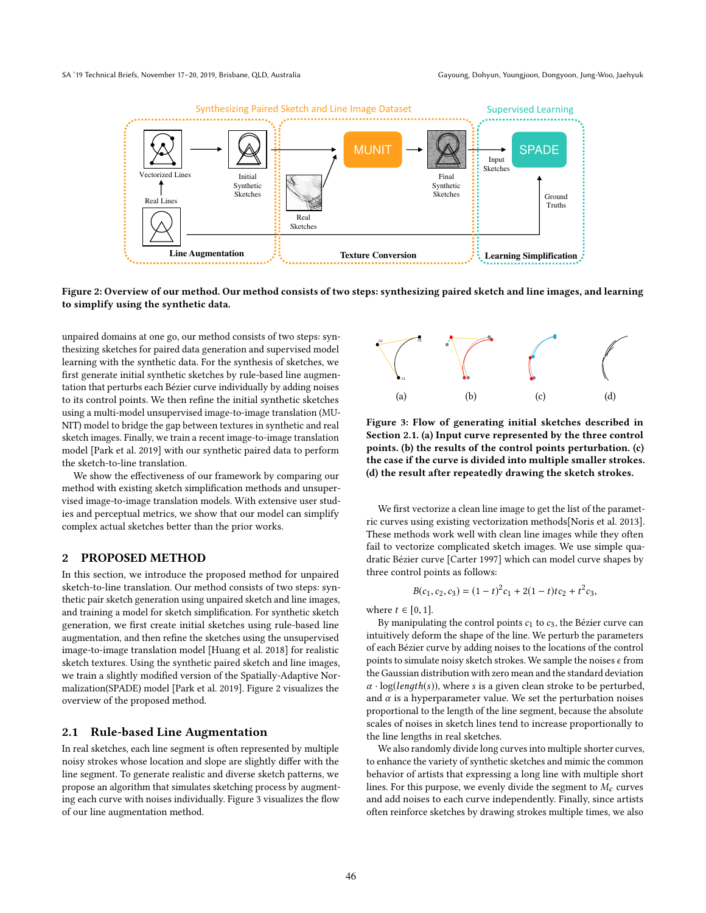Figure 2: Overview of our method. Our method consists of two steps: synthesizing paired sketch and line images, and learning to simplify using the synthetic data.

unpaired domains at one go, our method consists of two steps: synthesizing sketches for paired data generation and supervised model learning with the synthetic data. For the synthesis of sketches, we first generate initial synthetic sketches by rule-based line augmentation that perturbs each Bézier curve individually by adding noises to its control points. We then refine the initial synthetic sketches using a multi-model unsupervised image-to-image translation (MUNIT) model to bridge the gap between textures in synthetic and real sketch images. Finally, we train a recent image-to-image translation model [Park et al. 2019] with our synthetic paired data to perform the sketch-to-line translation.

We show the effectiveness of our framework by comparing our method with existing sketch simplification methods and unsupervised image-to-image translation models. With extensive user studies and perceptual metrics, we show that our model can simplify complex actual sketches better than the prior works.

## 2 PROPOSED METHOD

In this section, we introduce the proposed method for unpaired sketch-to-line translation. Our method consists of two steps: synthetic pair sketch generation using unpaired sketch and line images, and training a model for sketch simplification. For synthetic sketch generation, we first create initial sketches using rule-based line augmentation, and then refine the sketches using the unsupervised image-to-image translation model [Huang et al. 2018] for realistic sketch textures. Using the synthetic paired sketch and line images, we train a slightly modified version of the Spatially-Adaptive Normalization(SPADE) model [Park et al. 2019]. Figure 2 visualizes the overview of the proposed method.

### 2.1 Rule-based Line Augmentation

In real sketches, each line segment is often represented by multiple noisy strokes whose location and slope are slightly differ with the line segment. To generate realistic and diverse sketch patterns, we propose an algorithm that simulates sketching process by augmenting each curve with noises individually. Figure 3 visualizes the flow of our line augmentation method.

Figure 3: Flow of generating initial sketches described in Section 2.1. (a) Input curve represented by the three control points. (b) the results of the control points perturbation. (c) the case if the curve is divided into multiple smaller strokes. (d) the result after repeatedly drawing the sketch strokes.

We first vectorize a clean line image to get the list of parametric curves using existing vectorization methods[Noris et al. 2013]. These methods work well with clean line images while they often fail to vectorize complicated sketch images. We use simple quadratic Bézier curve [Carter 1997] which can model curve shapes by three control points as follows:

$$B(c_1, c_2, c_3) = (1-t)^2 c_1 + 2(1-t)tc_2 + t^2 c_3,$$

where $t \in [0, 1]$.

By manipulating the control points $c_1$ to $c_3$, the Bézier curve can intuitively deform the shape of the line. We perturb the parameters of each Bézier curve by adding noises to the locations of the control points to simulate noisy sketch strokes. We sample the noises $\epsilon$ from the Gaussian distribution with zero mean and the standard deviation $\alpha \cdot \log(length(s))$, where $s$ is a given clean stroke to be perturbed, and $\alpha$ is a hyperparameter value. We set the perturbation noises proportional to the length of the line segment, because the absolute scales of noises in sketch lines tend to increase proportionally to the line lengths in real sketches.

We also randomly divide long curves into multiple shorter curves, to enhance the variety of synthetic sketches and mimic the common behavior of artists that expressing a long line with multiple short lines. For this purpose, we evenly divide the segment to $M_c$ curves and add noises to each curve independently. Finally, since artists often reinforce sketches by drawing strokes multiple times, we also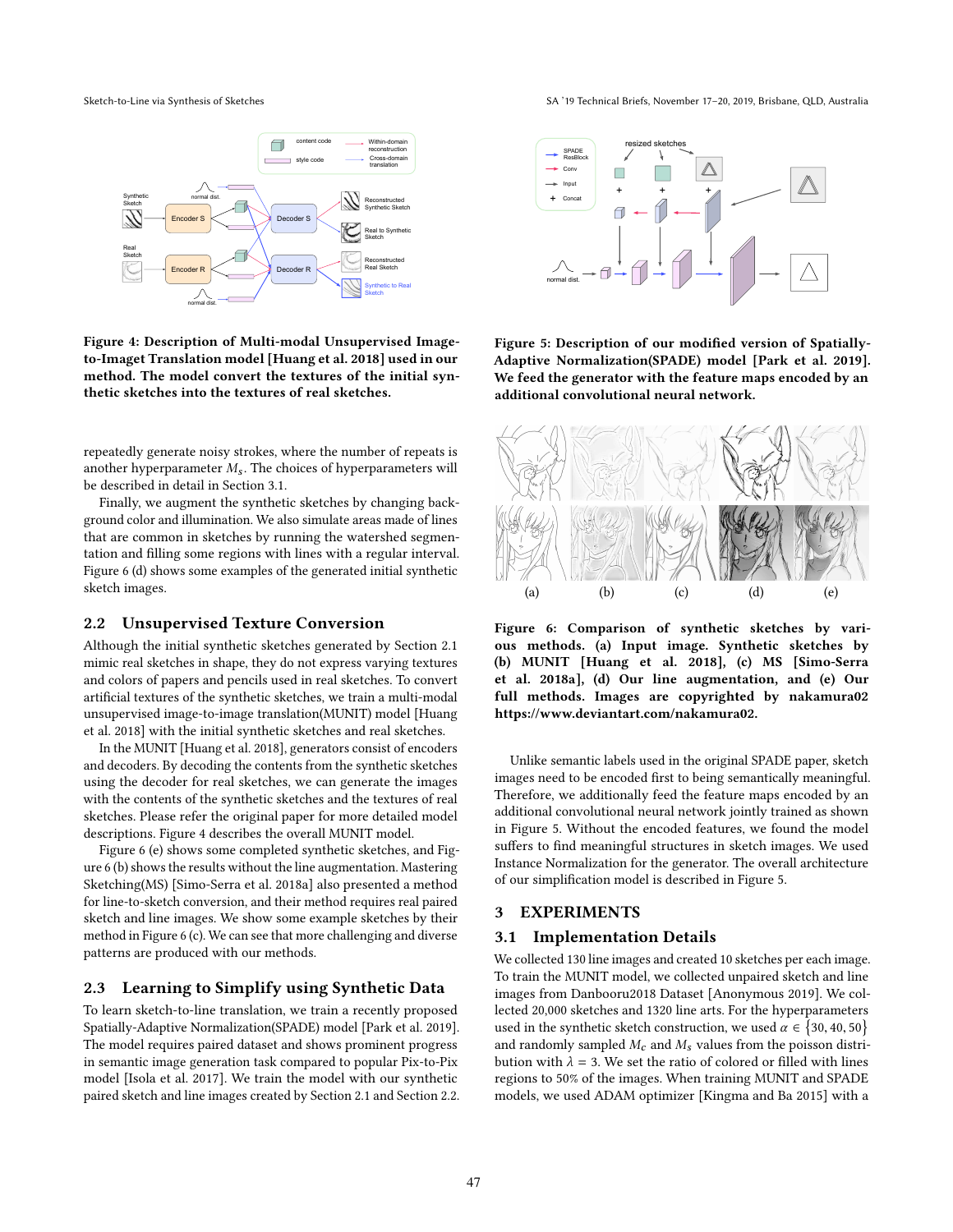**Figure 4: Description of Multi-modal Unsupervised Image-to-Imaget Translation model [Huang et al. 2018] used in our method. The model convert the textures of the initial synthetic sketches into the textures of real sketches.**

**Figure 5: Description of our modified version of Spatially-Adaptive Normalization(SPADE) model [Park et al. 2019]. We feed the generator with the feature maps encoded by an additional convolutional neural network.**

repeatedly generate noisy strokes, where the number of repeats is another hyperparameter $M_s$. The choices of hyperparameters will be described in detail in Section 3.1.

Finally, we augment the synthetic sketches by changing background color and illumination. We also simulate areas made of lines that are common in sketches by running the watershed segmentation and filling some regions with lines with a regular interval. Figure 6 (d) shows some examples of the generated initial synthetic sketch images.

## 2.2 Unsupervised Texture Conversion

Although the initial synthetic sketches generated by Section 2.1 mimic real sketches in shape, they do not express varying textures and colors of papers and pencils used in real sketches. To convert artificial textures of the synthetic sketches, we train a multi-modal unsupervised image-to-image translation(MUNIT) model [Huang et al. 2018] with the initial synthetic sketches and real sketches.

In the MUNIT [Huang et al. 2018], generators consist of encoders and decoders. By decoding the contents from the synthetic sketches using the decoder for real sketches, we can generate the images with the contents of the synthetic sketches and the textures of real sketches. Please refer the original paper for more detailed model descriptions. Figure 4 describes the overall MUNIT model.

Figure 6 (e) shows some completed synthetic sketches, and Figure 6 (b) shows the results without the line augmentation. Mastering Sketching(MS) [Simo-Serra et al. 2018a] also presented a method for line-to-sketch conversion, and their method requires real paired sketch and line images. We show some example sketches by their method in Figure 6 (c). We can see that more challenging and diverse patterns are produced with our methods.

## 2.3 Learning to Simplify using Synthetic Data

To learn sketch-to-line translation, we train a recently proposed Spatially-Adaptive Normalization(SPADE) model [Park et al. 2019]. The model requires paired dataset and shows prominent progress in semantic image generation task compared to popular Pix-to-Pix model [Isola et al. 2017]. We train the model with our synthetic paired sketch and line images created by Section 2.1 and Section 2.2.

**Figure 6: Comparison of synthetic sketches by various methods. (a) Input image. Synthetic sketches by (b) MUNIT [Huang et al. 2018], (c) MS [Simo-Serra et al. 2018a], (d) Our line augmentation, and (e) Our full methods. Images are copyrighted by nakamura02 https://www.deviantart.com/nakamura02.**

Unlike semantic labels used in the original SPADE paper, sketch images need to be encoded first to being semantically meaningful. Therefore, we additionally feed the feature maps encoded by an additional convolutional neural network jointly trained as shown in Figure 5. Without the encoded features, we found the model suffers to find meaningful structures in sketch images. We used Instance Normalization for the generator. The overall architecture of our simplification model is described in Figure 5.

# 3 EXPERIMENTS

## 3.1 Implementation Details

We collected 130 line images and created 10 sketches per each image. To train the MUNIT model, we collected unpaired sketch and line images from Danbooru2018 Dataset [Anonymous 2019]. We collected 20,000 sketches and 1320 line arts. For the hyperparameters used in the synthetic sketch construction, we used $\alpha \in \{30, 40, 50\}$ and randomly sampled $M_c$ and $M_s$ values from the poisson distribution with $\lambda = 3$. We set the ratio of colored or filled with lines regions to 50% of the images. When training MUNIT and SPADE models, we used ADAM optimizer [Kingma and Ba 2015] with a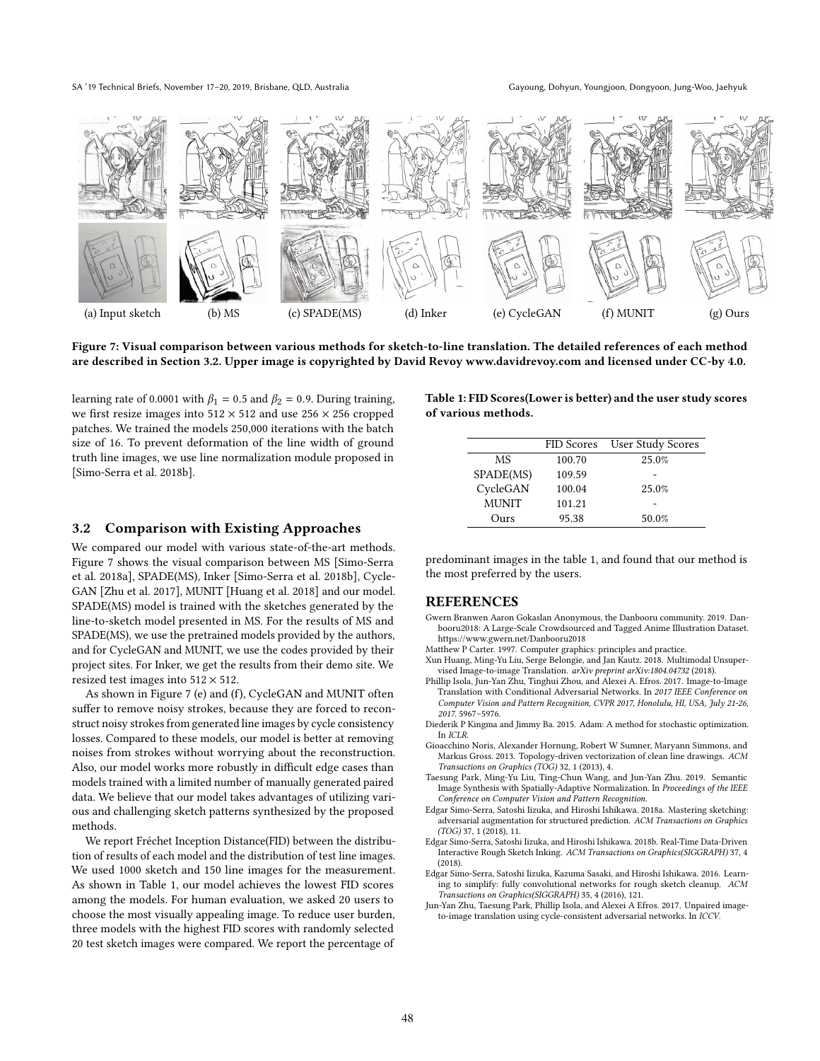(a) Input sketch (b) MS (c) SPADE(MS) (d) Inker (e) CycleGAN (f) MUNIT (g) Ours

**Figure 7: Visual comparison between various methods for sketch-to-line translation. The detailed references of each method are described in Section 3.2. Upper image is copyrighted by David Revoy www.davidrevoy.com and licensed under CC-by 4.0.**

learning rate of 0.0001 with $\beta_1 = 0.5$ and $\beta_2 = 0.9$. During training, we first resize images into $512 \times 512$ and use $256 \times 256$ cropped patches. We trained the models 250,000 iterations with the batch size of 16. To prevent deformation of the line width of ground truth line images, we use line normalization module proposed in [Simo-Serra et al. 2018b].

### 3.2 Comparison with Existing Approaches

We compared our model with various state-of-the-art methods. Figure 7 shows the visual comparison between MS [Simo-Serra et al. 2018a], SPADE(MS), Inker [Simo-Serra et al. 2018b], CycleGAN [Zhu et al. 2017], MUNIT [Huang et al. 2018] and our model. SPADE(MS) model is trained with the sketches generated by the line-to-sketch model presented in MS. For the results of MS and SPADE(MS), we use the pretrained models provided by the authors, and for CycleGAN and MUNIT, we use the codes provided by their project sites. For Inker, we get the results from their demo site. We resized test images into $512 \times 512$.

As shown in Figure 7 (e) and (f), CycleGAN and MUNIT often suffer to remove noisy strokes, because they are forced to reconstruct noisy strokes from generated line images by cycle consistency losses. Compared to these models, our model is better at removing noises from strokes without worrying about the reconstruction. Also, our model works more robustly in difficult edge cases than models trained with a limited number of manually generated paired data. We believe that our model takes advantages of utilizing various and challenging sketch patterns synthesized by the proposed methods.

We report Fréchet Inception Distance(FID) between the distribution of results of each model and the distribution of test line images. We used 1000 sketch and 150 line images for the measurement. As shown in Table 1, our model achieves the lowest FID scores among the models. For human evaluation, we asked 20 users to choose the most visually appealing image. To reduce user burden, three models with the highest FID scores with randomly selected 20 test sketch images were compared. We report the percentage of predominant images in the table 1, and found that our method is the most preferred by the users.

**Table 1: FID Scores(Lower is better) and the user study scores of various methods.**

| | FID Scores | User Study Scores |
|---|---|---|
| MS | 100.70 | 25.0% |
| SPADE(MS) | 109.59 | - |
| CycleGAN | 100.04 | 25.0% |
| MUNIT | 101.21 | - |
| Ours | 95.38 | 50.0% |

## REFERENCES

Gwern Branwen Aaron Gokaslan Anonymous, the Danbooru community. 2019. Danbooru2018: A Large-Scale Crowdsourced and Tagged Anime Illustration Dataset. https://www.gwern.net/Danbooru2018

Matthew P Carter. 1997. Computer graphics: principles and practice.

Xun Huang, Ming-Yu Liu, Serge Belongie, and Jan Kautz. 2018. Multimodal Unsupervised Image-to-image Translation. *arXiv preprint arXiv:1804.04732* (2018).

Phillip Isola, Jun-Yan Zhu, Tinghui Zhou, and Alexei A. Efros. 2017. Image-to-Image Translation with Conditional Adversarial Networks. In *2017 IEEE Conference on Computer Vision and Pattern Recognition, CVPR 2017, Honolulu, HI, USA, July 21-26, 2017*. 5967–5976.

Diederik P Kingma and Jimmy Ba. 2015. Adam: A method for stochastic optimization. In *ICLR*.

Gioacchino Noris, Alexander Hornung, Robert W Sumner, Maryann Simmons, and Markus Gross. 2013. Topology-driven vectorization of clean line drawings. *ACM Transactions on Graphics (TOG)* 32, 1 (2013), 4.

Taesung Park, Ming-Yu Liu, Ting-Chun Wang, and Jun-Yan Zhu. 2019. Semantic Image Synthesis with Spatially-Adaptive Normalization. In *Proceedings of the IEEE Conference on Computer Vision and Pattern Recognition*.

Edgar Simo-Serra, Satoshi Iizuka, and Hiroshi Ishikawa. 2018a. Mastering sketching: adversarial augmentation for structured prediction. *ACM Transactions on Graphics (TOG)* 37, 1 (2018), 11.

Edgar Simo-Serra, Satoshi Iizuka, and Hiroshi Ishikawa. 2018b. Real-Time Data-Driven Interactive Rough Sketch Inking. *ACM Transactions on Graphics(SIGGRAPH)* 37, 4 (2018).

Edgar Simo-Serra, Satoshi Iizuka, Kazuma Sasaki, and Hiroshi Ishikawa. 2016. Learning to simplify: fully convolutional networks for rough sketch cleanup. *ACM Transactions on Graphics(SIGGRAPH)* 35, 4 (2016), 121.

Jun-Yan Zhu, Taesung Park, Phillip Isola, and Alexei A Efros. 2017. Unpaired image-to-image translation using cycle-consistent adversarial networks. In *ICCV*.